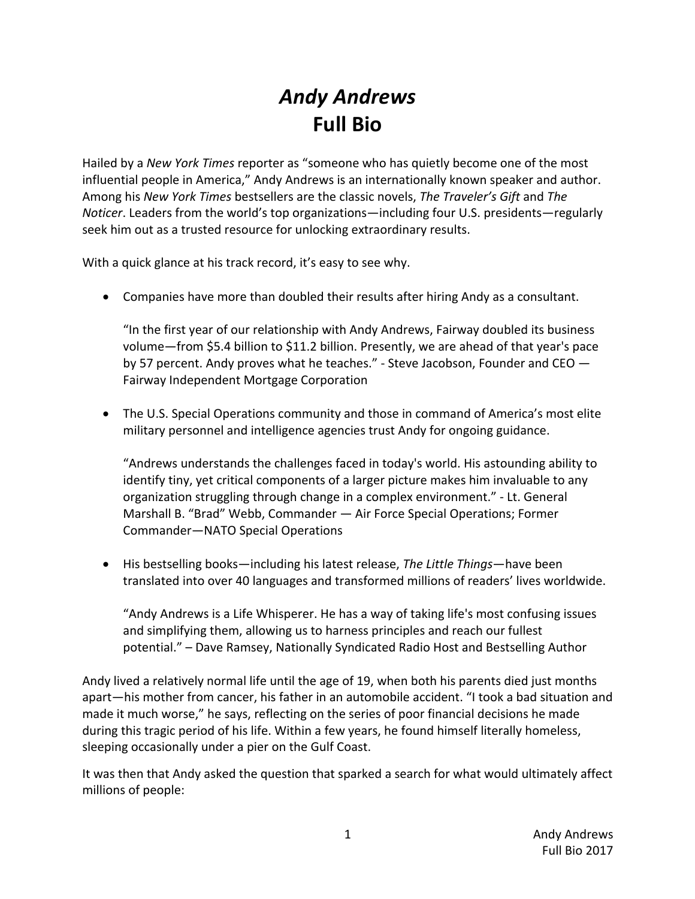# *Andy Andrews*
# **Full Bio**

Hailed by a *New York Times* reporter as "someone who has quietly become one of the most influential people in America," Andy Andrews is an internationally known speaker and author. Among his *New York Times* bestsellers are the classic novels, *The Traveler's Gift* and *The Noticer*. Leaders from the world's top organizations—including four U.S. presidents—regularly seek him out as a trusted resource for unlocking extraordinary results.

With a quick glance at his track record, it's easy to see why.

- Companies have more than doubled their results after hiring Andy as a consultant.

  "In the first year of our relationship with Andy Andrews, Fairway doubled its business volume—from $5.4 billion to $11.2 billion. Presently, we are ahead of that year's pace by 57 percent. Andy proves what he teaches." - Steve Jacobson, Founder and CEO — Fairway Independent Mortgage Corporation

- The U.S. Special Operations community and those in command of America's most elite military personnel and intelligence agencies trust Andy for ongoing guidance.

  "Andrews understands the challenges faced in today's world. His astounding ability to identify tiny, yet critical components of a larger picture makes him invaluable to any organization struggling through change in a complex environment." - Lt. General Marshall B. "Brad" Webb, Commander — Air Force Special Operations; Former Commander—NATO Special Operations

- His bestselling books—including his latest release, *The Little Things*—have been translated into over 40 languages and transformed millions of readers' lives worldwide.

  "Andy Andrews is a Life Whisperer. He has a way of taking life's most confusing issues and simplifying them, allowing us to harness principles and reach our fullest potential." – Dave Ramsey, Nationally Syndicated Radio Host and Bestselling Author

Andy lived a relatively normal life until the age of 19, when both his parents died just months apart—his mother from cancer, his father in an automobile accident. "I took a bad situation and made it much worse," he says, reflecting on the series of poor financial decisions he made during this tragic period of his life. Within a few years, he found himself literally homeless, sleeping occasionally under a pier on the Gulf Coast.

It was then that Andy asked the question that sparked a search for what would ultimately affect millions of people: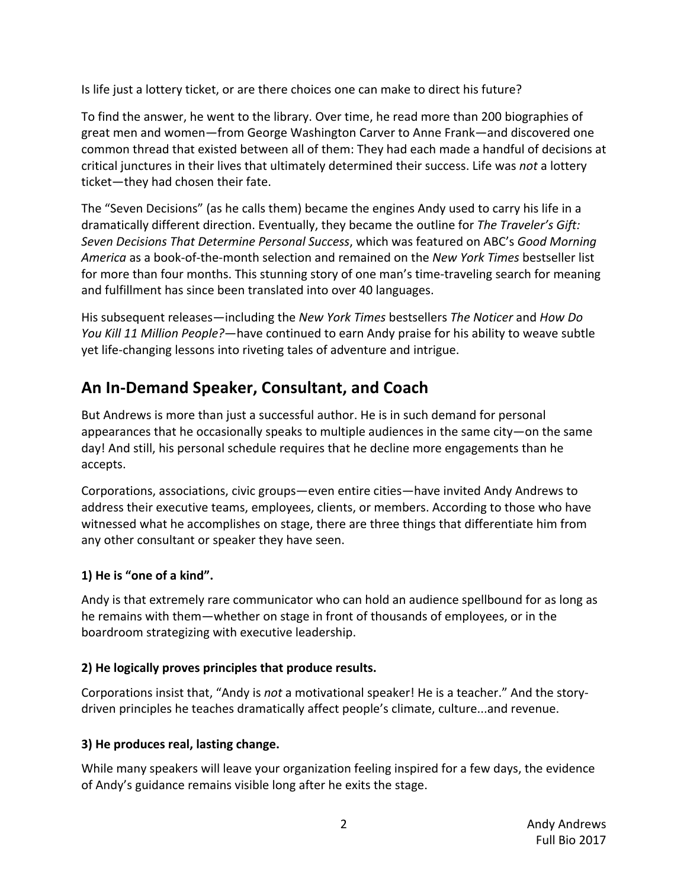Is life just a lottery ticket, or are there choices one can make to direct his future?

To find the answer, he went to the library. Over time, he read more than 200 biographies of great men and women—from George Washington Carver to Anne Frank—and discovered one common thread that existed between all of them: They had each made a handful of decisions at critical junctures in their lives that ultimately determined their success. Life was *not* a lottery ticket—they had chosen their fate.

The "Seven Decisions" (as he calls them) became the engines Andy used to carry his life in a dramatically different direction. Eventually, they became the outline for *The Traveler's Gift: Seven Decisions That Determine Personal Success*, which was featured on ABC's *Good Morning America* as a book-of-the-month selection and remained on the *New York Times* bestseller list for more than four months. This stunning story of one man's time-traveling search for meaning and fulfillment has since been translated into over 40 languages.

His subsequent releases—including the *New York Times* bestsellers *The Noticer* and *How Do You Kill 11 Million People?*—have continued to earn Andy praise for his ability to weave subtle yet life-changing lessons into riveting tales of adventure and intrigue.

## An In-Demand Speaker, Consultant, and Coach

But Andrews is more than just a successful author. He is in such demand for personal appearances that he occasionally speaks to multiple audiences in the same city—on the same day! And still, his personal schedule requires that he decline more engagements than he accepts.

Corporations, associations, civic groups—even entire cities—have invited Andy Andrews to address their executive teams, employees, clients, or members. According to those who have witnessed what he accomplishes on stage, there are three things that differentiate him from any other consultant or speaker they have seen.

**1) He is "one of a kind".**

Andy is that extremely rare communicator who can hold an audience spellbound for as long as he remains with them—whether on stage in front of thousands of employees, or in the boardroom strategizing with executive leadership.

**2) He logically proves principles that produce results.**

Corporations insist that, "Andy is *not* a motivational speaker! He is a teacher." And the story-driven principles he teaches dramatically affect people's climate, culture...and revenue.

**3) He produces real, lasting change.**

While many speakers will leave your organization feeling inspired for a few days, the evidence of Andy's guidance remains visible long after he exits the stage.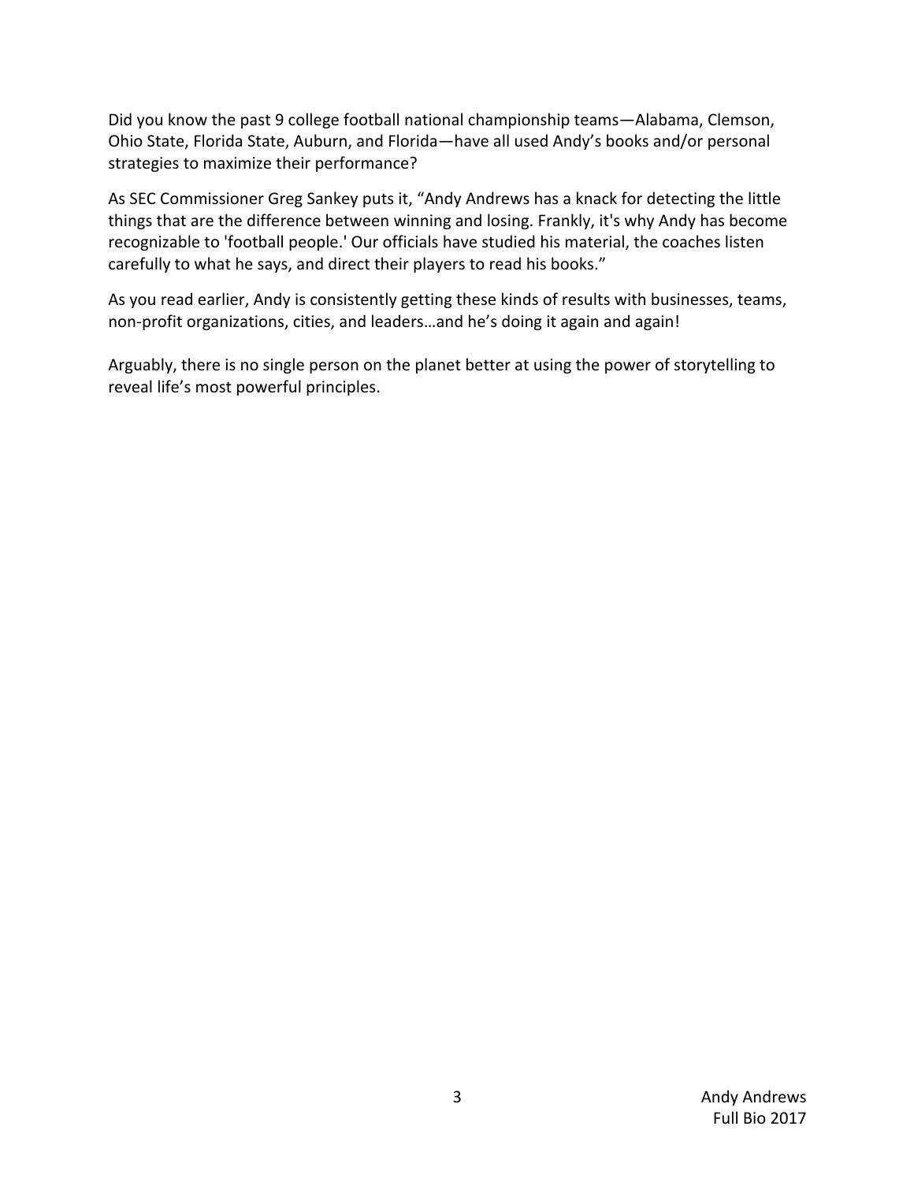Did you know the past 9 college football national championship teams—Alabama, Clemson, Ohio State, Florida State, Auburn, and Florida—have all used Andy's books and/or personal strategies to maximize their performance?

As SEC Commissioner Greg Sankey puts it, "Andy Andrews has a knack for detecting the little things that are the difference between winning and losing. Frankly, it's why Andy has become recognizable to 'football people.' Our officials have studied his material, the coaches listen carefully to what he says, and direct their players to read his books."

As you read earlier, Andy is consistently getting these kinds of results with businesses, teams, non-profit organizations, cities, and leaders…and he's doing it again and again!

Arguably, there is no single person on the planet better at using the power of storytelling to reveal life's most powerful principles.